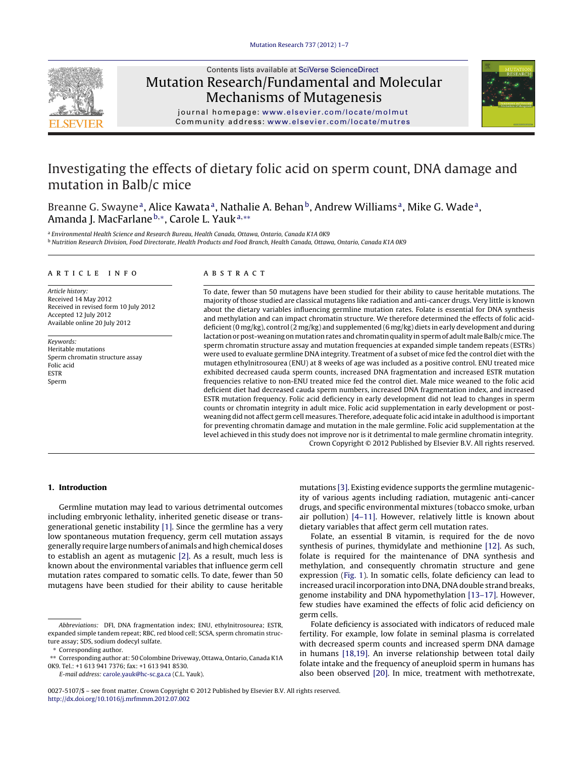# Investigating the effects of dietary folic acid on sperm count, DNA damage and mutation in Balb/c mice

Breanne G. Swayne[a], Alice Kawata[a], Nathalie A. Behan[b], Andrew Williams[a], Mike G. Wade[a], Amanda J. MacFarlane[b,*], Carole L. Yauk[a,**]

[a] Environmental Health Science and Research Bureau, Health Canada, Ottawa, Ontario, Canada K1A 0K9

[b] Nutrition Research Division, Food Directorate, Health Products and Food Branch, Health Canada, Ottawa, Ontario, Canada K1A 0K9

## ARTICLE INFO

*Article history:*
Received 14 May 2012
Received in revised form 10 July 2012
Accepted 12 July 2012
Available online 20 July 2012

*Keywords:*
Heritable mutations
Sperm chromatin structure assay
Folic acid
ESTR
Sperm

## ABSTRACT

To date, fewer than 50 mutagens have been studied for their ability to cause heritable mutations. The majority of those studied are classical mutagens like radiation and anti-cancer drugs. Very little is known about the dietary variables influencing germline mutation rates. Folate is essential for DNA synthesis and methylation and can impact chromatin structure. We therefore determined the effects of folic acid-deficient (0 mg/kg), control (2 mg/kg) and supplemented (6 mg/kg) diets in early development and during lactation or post-weaning on mutation rates and chromatin quality in sperm of adult male Balb/c mice. The sperm chromatin structure assay and mutation frequencies at expanded simple tandem repeats (ESTRs) were used to evaluate germline DNA integrity. Treatment of a subset of mice fed the control diet with the mutagen ethylnitrosourea (ENU) at 8 weeks of age was included as a positive control. ENU treated mice exhibited decreased cauda sperm counts, increased DNA fragmentation and increased ESTR mutation frequencies relative to non-ENU treated mice fed the control diet. Male mice weaned to the folic acid deficient diet had decreased cauda sperm numbers, increased DNA fragmentation index, and increased ESTR mutation frequency. Folic acid deficiency in early development did not lead to changes in sperm counts or chromatin integrity in adult mice. Folic acid supplementation in early development or post-weaning did not affect germ cell measures. Therefore, adequate folic acid intake in adulthood is important for preventing chromatin damage and mutation in the male germline. Folic acid supplementation at the level achieved in this study does not improve nor is it detrimental to male germline chromatin integrity.

Crown Copyright © 2012 Published by Elsevier B.V. All rights reserved.

## 1. Introduction

Germline mutation may lead to various detrimental outcomes including embryonic lethality, inherited genetic disease or transgenerational genetic instability [1]. Since the germline has a very low spontaneous mutation frequency, germ cell mutation assays generally require large numbers of animals and high chemical doses to establish an agent as mutagenic [2]. As a result, much less is known about the environmental variables that influence germ cell mutation rates compared to somatic cells. To date, fewer than 50 mutagens have been studied for their ability to cause heritable mutations [3]. Existing evidence supports the germline mutagenicity of various agents including radiation, mutagenic anti-cancer drugs, and specific environmental mixtures (tobacco smoke, urban air pollution) [4–11]. However, relatively little is known about dietary variables that affect germ cell mutation rates.

Folate, an essential B vitamin, is required for the de novo synthesis of purines, thymidylate and methionine [12]. As such, folate is required for the maintenance of DNA synthesis and methylation, and consequently chromatin structure and gene expression (Fig. 1). In somatic cells, folate deficiency can lead to increased uracil incorporation into DNA, DNA double strand breaks, genome instability and DNA hypomethylation [13–17]. However, few studies have examined the effects of folic acid deficiency on germ cells.

Folate deficiency is associated with indicators of reduced male fertility. For example, low folate in seminal plasma is correlated with decreased sperm counts and increased sperm DNA damage in humans [18,19]. An inverse relationship between total daily folate intake and the frequency of aneuploid sperm in humans has also been observed [20]. In mice, treatment with methotrexate,

---

*Abbreviations:* DFI, DNA fragmentation index; ENU, ethylnitrosourea; ESTR, expanded simple tandem repeat; RBC, red blood cell; SCSA, sperm chromatin structure assay; SDS, sodium dodecyl sulfate.

\* Corresponding author.

\*\* Corresponding author at: 50 Colombine Driveway, Ottawa, Ontario, Canada K1A 0K9. Tel.: +1 613 941 7376; fax: +1 613 941 8530.

*E-mail address:* carole.yauk@hc-sc.ga.ca (C.L. Yauk).

0027-5107/$ – see front matter. Crown Copyright © 2012 Published by Elsevier B.V. All rights reserved.
http://dx.doi.org/10.1016/j.mrfmmm.2012.07.002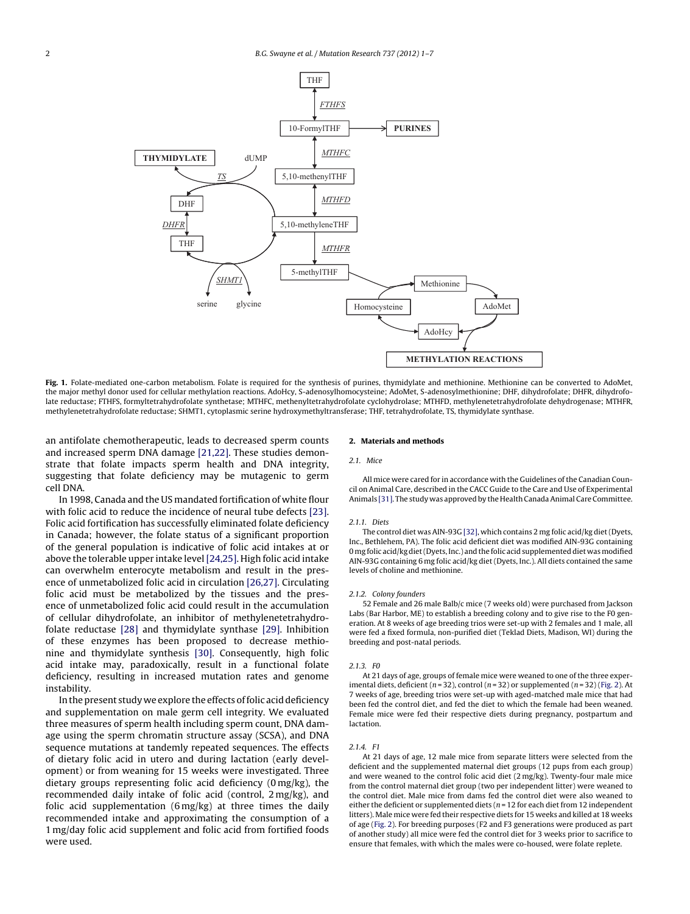**Fig. 1.** Folate-mediated one-carbon metabolism. Folate is required for the synthesis of purines, thymidylate and methionine. Methionine can be converted to AdoMet, the major methyl donor used for cellular methylation reactions. AdoHcy, S-adenosylhomocysteine; AdoMet, S-adenosylmethionine; DHF, dihydrofolate; DHFR, dihydrofolate reductase; FTHFS, formyltetrahydrofolate synthetase; MTHFC, methenyltetrahydrofolate cyclohydrolase; MTHFD, methylenetetrahydrofolate dehydrogenase; MTHFR, methylenetetrahydrofolate reductase; SHMT1, cytoplasmic serine hydroxymethyltransferase; THF, tetrahydrofolate, TS, thymidylate synthase.

an antifolate chemotherapeutic, leads to decreased sperm counts and increased sperm DNA damage [21,22]. These studies demonstrate that folate impacts sperm health and DNA integrity, suggesting that folate deficiency may be mutagenic to germ cell DNA.

In 1998, Canada and the US mandated fortification of white flour with folic acid to reduce the incidence of neural tube defects [23]. Folic acid fortification has successfully eliminated folate deficiency in Canada; however, the folate status of a significant proportion of the general population is indicative of folic acid intakes at or above the tolerable upper intake level [24,25]. High folic acid intake can overwhelm enterocyte metabolism and result in the presence of unmetabolized folic acid in circulation [26,27]. Circulating folic acid must be metabolized by the tissues and the presence of unmetabolized folic acid could result in the accumulation of cellular dihydrofolate, an inhibitor of methylenetetrahydrofolate reductase [28] and thymidylate synthase [29]. Inhibition of these enzymes has been proposed to decrease methionine and thymidylate synthesis [30]. Consequently, high folic acid intake may, paradoxically, result in a functional folate deficiency, resulting in increased mutation rates and genome instability.

In the present study we explore the effects of folic acid deficiency and supplementation on male germ cell integrity. We evaluated three measures of sperm health including sperm count, DNA damage using the sperm chromatin structure assay (SCSA), and DNA sequence mutations at tandemly repeated sequences. The effects of dietary folic acid in utero and during lactation (early development) or from weaning for 15 weeks were investigated. Three dietary groups representing folic acid deficiency (0 mg/kg), the recommended daily intake of folic acid (control, 2 mg/kg), and folic acid supplementation (6 mg/kg) at three times the daily recommended intake and approximating the consumption of a 1 mg/day folic acid supplement and folic acid from fortified foods were used.

## 2. Materials and methods

### 2.1. Mice

All mice were cared for in accordance with the Guidelines of the Canadian Council on Animal Care, described in the CACC Guide to the Care and Use of Experimental Animals [31]. The study was approved by the Health Canada Animal Care Committee.

#### 2.1.1. Diets

The control diet was AIN-93G [32], which contains 2 mg folic acid/kg diet (Dyets, Inc., Bethlehem, PA). The folic acid deficient diet was modified AIN-93G containing 0 mg folic acid/kg diet (Dyets, Inc.) and the folic acid supplemented diet was modified AIN-93G containing 6 mg folic acid/kg diet (Dyets, Inc.). All diets contained the same levels of choline and methionine.

#### 2.1.2. Colony founders

52 Female and 26 male Balb/c mice (7 weeks old) were purchased from Jackson Labs (Bar Harbor, ME) to establish a breeding colony and to give rise to the F0 generation. At 8 weeks of age breeding trios were set-up with 2 females and 1 male, all were fed a fixed formula, non-purified diet (Teklad Diets, Madison, WI) during the breeding and post-natal periods.

#### 2.1.3. F0

At 21 days of age, groups of female mice were weaned to one of the three experimental diets, deficient ($n = 32$), control ($n = 32$) or supplemented ($n = 32$) (Fig. 2). At 7 weeks of age, breeding trios were set-up with aged-matched male mice that had been fed the control diet, and fed the diet to which the female had been weaned. Female mice were fed their respective diets during pregnancy, postpartum and lactation.

#### 2.1.4. F1

At 21 days of age, 12 male mice from separate litters were selected from the deficient and the supplemented maternal diet groups (12 pups from each group) and were weaned to the control folic acid diet (2 mg/kg). Twenty-four male mice from the control maternal diet group (two per independent litter) were weaned to the control diet. Male mice from dams fed the control diet were also weaned to either the deficient or supplemented diets ($n = 12$ for each diet from 12 independent litters). Male mice were fed their respective diets for 15 weeks and killed at 18 weeks of age (Fig. 2). For breeding purposes (F2 and F3 generations were produced as part of another study) all mice were fed the control diet for 3 weeks prior to sacrifice to ensure that females, with which the males were co-housed, were folate replete.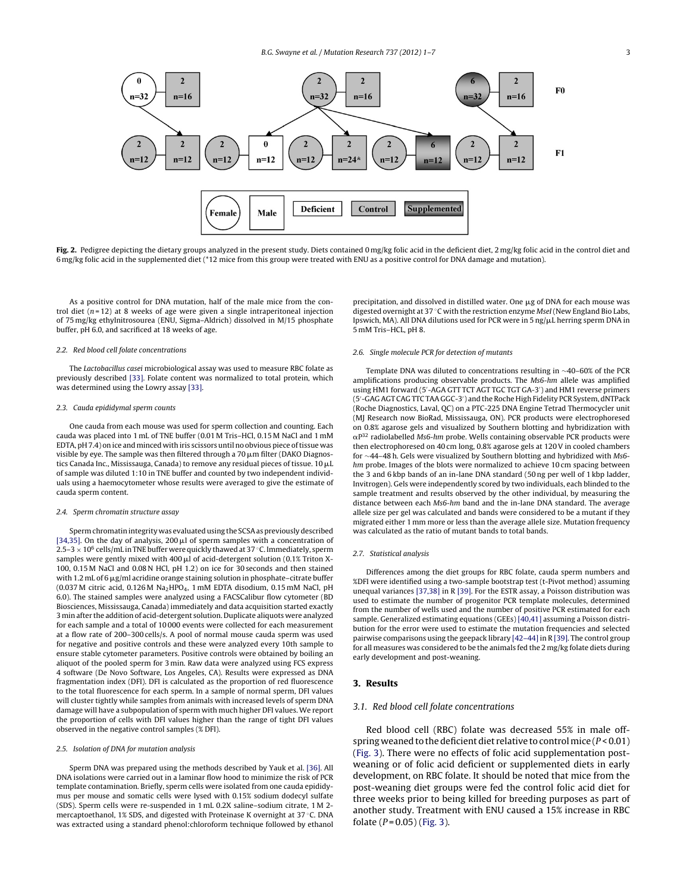**Fig. 2.** Pedigree depicting the dietary groups analyzed in the present study. Diets contained 0 mg/kg folic acid in the deficient diet, 2 mg/kg folic acid in the control diet and 6 mg/kg folic acid in the supplemented diet (*12 mice from this group were treated with ENU as a positive control for DNA damage and mutation).

As a positive control for DNA mutation, half of the male mice from the control diet ($n = 12$) at 8 weeks of age were given a single intraperitoneal injection of 75 mg/kg ethylnitrosourea (ENU, Sigma–Aldrich) dissolved in M/15 phosphate buffer, pH 6.0, and sacrificed at 18 weeks of age.

### 2.2. Red blood cell folate concentrations

The *Lactobacillus casei* microbiological assay was used to measure RBC folate as previously described [33]. Folate content was normalized to total protein, which was determined using the Lowry assay [33].

### 2.3. Cauda epididymal sperm counts

One cauda from each mouse was used for sperm collection and counting. Each cauda was placed into 1 mL of TNE buffer (0.01 M Tris–HCl, 0.15 M NaCl and 1 mM EDTA, pH 7.4) on ice and minced with iris scissors until no obvious piece of tissue was visible by eye. The sample was then filtered through a 70 μm filter (DAKO Diagnostics Canada Inc., Mississauga, Canada) to remove any residual pieces of tissue. 10 μL of sample was diluted 1:10 in TNE buffer and counted by two independent individuals using a haemocytometer whose results were averaged to give the estimate of cauda sperm content.

### 2.4. Sperm chromatin structure assay

Sperm chromatin integrity was evaluated using the SCSA as previously described [34,35]. On the day of analysis, 200 μl of sperm samples with a concentration of $2.5–3 \times 10^6$ cells/mL in TNE buffer were quickly thawed at 37 °C. Immediately, sperm samples were gently mixed with 400 μl of acid-detergent solution (0.1% Triton X-100, 0.15 M NaCl and 0.08 N HCl, pH 1.2) on ice for 30 seconds and then stained with 1.2 mL of 6 μg/ml acridine orange staining solution in phosphate–citrate buffer (0.037 M citric acid, 0.126 M $Na_2HPO_4$, 1 mM EDTA disodium, 0.15 mM NaCl, pH 6.0). The stained samples were analyzed using a FACSCalibur flow cytometer (BD Biosciences, Mississauga, Canada) immediately and data acquisition started exactly 3 min after the addition of acid-detergent solution. Duplicate aliquots were analyzed for each sample and a total of 10 000 events were collected for each measurement at a flow rate of 200–300 cells/s. A pool of normal mouse cauda sperm was used for negative and positive controls and these were analyzed every 10th sample to ensure stable cytometer parameters. Positive controls were obtained by boiling an aliquot of the pooled sperm for 3 min. Raw data were analyzed using FCS express 4 software (De Novo Software, Los Angeles, CA). Results were expressed as DNA fragmentation index (DFI). DFI is calculated as the proportion of red fluorescence to the total fluorescence for each sperm. In a sample of normal sperm, DFI values will cluster tightly while samples from animals with increased levels of sperm DNA damage will have a subpopulation of sperm with much higher DFI values. We report the proportion of cells with DFI values higher than the range of tight DFI values observed in the negative control samples (% DFI).

### 2.5. Isolation of DNA for mutation analysis

Sperm DNA was prepared using the methods described by Yauk et al. [36]. All DNA isolations were carried out in a laminar flow hood to minimize the risk of PCR template contamination. Briefly, sperm cells were isolated from one cauda epididymus per mouse and somatic cells were lysed with 0.15% sodium dodecyl sulfate (SDS). Sperm cells were re-suspended in 1 mL 0.2X saline–sodium citrate, 1 M 2-mercaptoethanol, 1% SDS, and digested with Proteinase K overnight at 37 °C. DNA was extracted using a standard phenol:chloroform technique followed by ethanol precipitation, and dissolved in distilled water. One μg of DNA for each mouse was digested overnight at 37 °C with the restriction enzyme *MseI* (New England Bio Labs, Ipswich, MA). All DNA dilutions used for PCR were in 5 ng/μL herring sperm DNA in 5 mM Tris–HCl, pH 8.

### 2.6. Single molecule PCR for detection of mutants

Template DNA was diluted to concentrations resulting in ~40–60% of the PCR amplifications producing observable products. The *Ms6-hm* allele was amplified using HM1 forward (5′-AGA GTT TCT AGT TGC TGT GA-3′) and HM1 reverse primers (5′-GAG AGT CAG TTC TAA GGC-3′) and the Roche High Fidelity PCR System, dNTPack (Roche Diagnostics, Laval, QC) on a PTC-225 DNA Engine Tetrad Thermocycler unit (MJ Research now BioRad, Mississauga, ON). PCR products were electrophoresed on 0.8% agarose gels and visualized by Southern blotting and hybridization with $\alpha P^{32}$ radiolabelled *Ms6-hm* probe. Wells containing observable PCR products were then electrophoresed on 40 cm long, 0.8% agarose gels at 120 V in cooled chambers for ~44–48 h. Gels were visualized by Southern blotting and hybridized with *Ms6-hm* probe. Images of the blots were normalized to achieve 10 cm spacing between the 3 and 6 kbp bands of an in-lane DNA standard (50 ng per well of 1 kbp ladder, Invitrogen). Gels were independently scored by two individuals, each blinded to the sample treatment and results observed by the other individual, by measuring the distance between each *Ms6-hm* band and the in-lane DNA standard. The average allele size per gel was calculated and bands were considered to be a mutant if they migrated either 1 mm more or less than the average allele size. Mutation frequency was calculated as the ratio of mutant bands to total bands.

### 2.7. Statistical analysis

Differences among the diet groups for RBC folate, cauda sperm numbers and %DFI were identified using a two-sample bootstrap test (t-Pivot method) assuming unequal variances [37,38] in R [39]. For the ESTR assay, a Poisson distribution was used to estimate the number of progenitor PCR template molecules, determined from the number of wells used and the number of positive PCR estimated for each sample. Generalized estimating equations (GEEs) [40,41] assuming a Poisson distribution for the error were used to estimate the mutation frequencies and selected pairwise comparisons using the geepack library [42–44] in R [39]. The control group for all measures was considered to be the animals fed the 2 mg/kg folate diets during early development and post-weaning.

## 3. Results

### 3.1. Red blood cell folate concentrations

Red blood cell (RBC) folate was decreased 55% in male offspring weaned to the deficient diet relative to control mice ($P < 0.01$) (Fig. 3). There were no effects of folic acid supplementation post-weaning or of folic acid deficient or supplemented diets in early development, on RBC folate. It should be noted that mice from the post-weaning diet groups were fed the control folic acid diet for three weeks prior to being killed for breeding purposes as part of another study. Treatment with ENU caused a 15% increase in RBC folate ($P = 0.05$) (Fig. 3).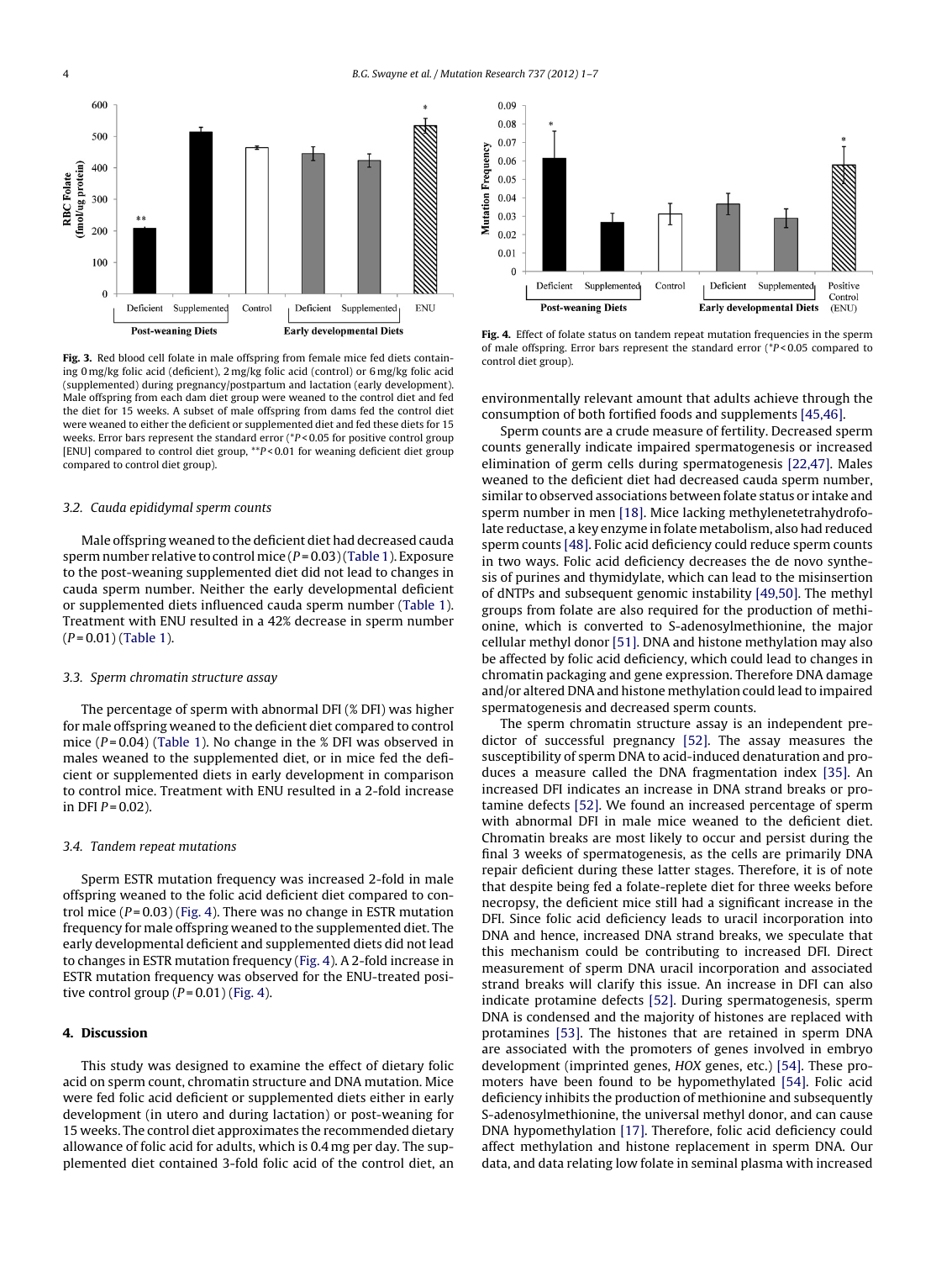**Fig. 3.** Red blood cell folate in male offspring from female mice fed diets containing 0 mg/kg folic acid (deficient), 2 mg/kg folic acid (control) or 6 mg/kg folic acid (supplemented) during pregnancy/postpartum and lactation (early development). Male offspring from each dam diet group were weaned to the control diet and fed the diet for 15 weeks. A subset of male offspring from dams fed the control diet were weaned to either the deficient or supplemented diet and fed these diets for 15 weeks. Error bars represent the standard error (*$P < 0.05$ for positive control group [ENU] compared to control diet group, **$P < 0.01$ for weaning deficient diet group compared to control diet group).

**Fig. 4.** Effect of folate status on tandem repeat mutation frequencies in the sperm of male offspring. Error bars represent the standard error (*$P < 0.05$ compared to control diet group).

### 3.2. Cauda epididymal sperm counts

Male offspring weaned to the deficient diet had decreased cauda sperm number relative to control mice ($P = 0.03$) (Table 1). Exposure to the post-weaning supplemented diet did not lead to changes in cauda sperm number. Neither the early developmental deficient or supplemented diets influenced cauda sperm number (Table 1). Treatment with ENU resulted in a 42% decrease in sperm number ($P = 0.01$) (Table 1).

### 3.3. Sperm chromatin structure assay

The percentage of sperm with abnormal DFI (% DFI) was higher for male offspring weaned to the deficient diet compared to control mice ($P = 0.04$) (Table 1). No change in the % DFI was observed in males weaned to the supplemented diet, or in mice fed the deficient or supplemented diets in early development in comparison to control mice. Treatment with ENU resulted in a 2-fold increase in DFI $P = 0.02$).

### 3.4. Tandem repeat mutations

Sperm ESTR mutation frequency was increased 2-fold in male offspring weaned to the folic acid deficient diet compared to control mice ($P = 0.03$) (Fig. 4). There was no change in ESTR mutation frequency for male offspring weaned to the supplemented diet. The early developmental deficient and supplemented diets did not lead to changes in ESTR mutation frequency (Fig. 4). A 2-fold increase in ESTR mutation frequency was observed for the ENU-treated positive control group ($P = 0.01$) (Fig. 4).

## 4. Discussion

This study was designed to examine the effect of dietary folic acid on sperm count, chromatin structure and DNA mutation. Mice were fed folic acid deficient or supplemented diets either in early development (in utero and during lactation) or post-weaning for 15 weeks. The control diet approximates the recommended dietary allowance of folic acid for adults, which is 0.4 mg per day. The supplemented diet contained 3-fold folic acid of the control diet, an environmentally relevant amount that adults achieve through the consumption of both fortified foods and supplements [45,46].

Sperm counts are a crude measure of fertility. Decreased sperm counts generally indicate impaired spermatogenesis or increased elimination of germ cells during spermatogenesis [22,47]. Males weaned to the deficient diet had decreased cauda sperm number, similar to observed associations between folate status or intake and sperm number in men [18]. Mice lacking methylenetetrahydrofolate reductase, a key enzyme in folate metabolism, also had reduced sperm counts [48]. Folic acid deficiency could reduce sperm counts in two ways. Folic acid deficiency decreases the de novo synthesis of purines and thymidylate, which can lead to the misinsertion of dNTPs and subsequent genomic instability [49,50]. The methyl groups from folate are also required for the production of methionine, which is converted to S-adenosylmethionine, the major cellular methyl donor [51]. DNA and histone methylation may also be affected by folic acid deficiency, which could lead to changes in chromatin packaging and gene expression. Therefore DNA damage and/or altered DNA and histone methylation could lead to impaired spermatogenesis and decreased sperm counts.

The sperm chromatin structure assay is an independent predictor of successful pregnancy [52]. The assay measures the susceptibility of sperm DNA to acid-induced denaturation and produces a measure called the DNA fragmentation index [35]. An increased DFI indicates an increase in DNA strand breaks or protamine defects [52]. We found an increased percentage of sperm with abnormal DFI in male mice weaned to the deficient diet. Chromatin breaks are most likely to occur and persist during the final 3 weeks of spermatogenesis, as the cells are primarily DNA repair deficient during these latter stages. Therefore, it is of note that despite being fed a folate-replete diet for three weeks before necropsy, the deficient mice still had a significant increase in the DFI. Since folic acid deficiency leads to uracil incorporation into DNA and hence, increased DNA strand breaks, we speculate that this mechanism could be contributing to increased DFI. Direct measurement of sperm DNA uracil incorporation and associated strand breaks will clarify this issue. An increase in DFI can also indicate protamine defects [52]. During spermatogenesis, sperm DNA is condensed and the majority of histones are replaced with protamines [53]. The histones that are retained in sperm DNA are associated with the promoters of genes involved in embryo development (imprinted genes, *HOX* genes, etc.) [54]. These promoters have been found to be hypomethylated [54]. Folic acid deficiency inhibits the production of methionine and subsequently S-adenosylmethionine, the universal methyl donor, and can cause DNA hypomethylation [17]. Therefore, folic acid deficiency could affect methylation and histone replacement in sperm DNA. Our data, and data relating low folate in seminal plasma with increased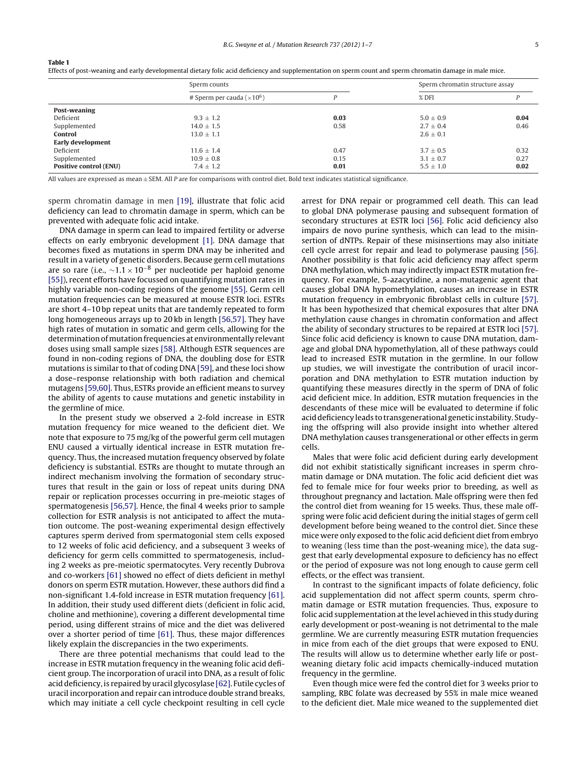**Table 1**
Effects of post-weaning and early developmental dietary folic acid deficiency and supplementation on sperm count and sperm chromatin damage in male mice.

| | Sperm counts | | Sperm chromatin structure assay | |
|---|---|---|---|---|
| | # Sperm per cauda ($\times10^6$) | *P* | % DFI | *P* |
| **Post-weaning** | | | | |
| Deficient | 9.3 ± 1.2 | **0.03** | 5.0 ± 0.9 | **0.04** |
| Supplemented | 14.0 ± 1.5 | 0.58 | 2.7 ± 0.4 | 0.46 |
| **Control** | 13.0 ± 1.1 | | 2.6 ± 0.1 | |
| **Early development** | | | | |
| Deficient | 11.6 ± 1.4 | 0.47 | 3.7 ± 0.5 | 0.32 |
| Supplemented | 10.9 ± 0.8 | 0.15 | 3.1 ± 0.7 | 0.27 |
| **Positive control (ENU)** | 7.4 ± 1.2 | **0.01** | 5.5 ± 1.0 | **0.02** |

All values are expressed as mean ± SEM. All *P* are for comparisons with control diet. Bold text indicates statistical significance.

sperm chromatin damage in men [19], illustrate that folic acid deficiency can lead to chromatin damage in sperm, which can be prevented with adequate folic acid intake.

DNA damage in sperm can lead to impaired fertility or adverse effects on early embryonic development [1]. DNA damage that becomes fixed as mutations in sperm DNA may be inherited and result in a variety of genetic disorders. Because germ cell mutations are so rare (i.e., $\sim1.1 \times 10^{-8}$ per nucleotide per haploid genome [55]), recent efforts have focussed on quantifying mutation rates in highly variable non-coding regions of the genome [55]. Germ cell mutation frequencies can be measured at mouse ESTR loci. ESTRs are short 4–10 bp repeat units that are tandemly repeated to form long homogeneous arrays up to 20 kb in length [56,57]. They have high rates of mutation in somatic and germ cells, allowing for the determination of mutation frequencies at environmentally relevant doses using small sample sizes [58]. Although ESTR sequences are found in non-coding regions of DNA, the doubling dose for ESTR mutations is similar to that of coding DNA [59], and these loci show a dose–response relationship with both radiation and chemical mutagens [59,60]. Thus, ESTRs provide an efficient means to survey the ability of agents to cause mutations and genetic instability in the germline of mice.

In the present study we observed a 2-fold increase in ESTR mutation frequency for mice weaned to the deficient diet. We note that exposure to 75 mg/kg of the powerful germ cell mutagen ENU caused a virtually identical increase in ESTR mutation frequency. Thus, the increased mutation frequency observed by folate deficiency is substantial. ESTRs are thought to mutate through an indirect mechanism involving the formation of secondary structures that result in the gain or loss of repeat units during DNA repair or replication processes occurring in pre-meiotic stages of spermatogenesis [56,57]. Hence, the final 4 weeks prior to sample collection for ESTR analysis is not anticipated to affect the mutation outcome. The post-weaning experimental design effectively captures sperm derived from spermatogonial stem cells exposed to 12 weeks of folic acid deficiency, and a subsequent 3 weeks of deficiency for germ cells committed to spermatogenesis, including 2 weeks as pre-meiotic spermatocytes. Very recently Dubrova and co-workers [61] showed no effect of diets deficient in methyl donors on sperm ESTR mutation. However, these authors did find a non-significant 1.4-fold increase in ESTR mutation frequency [61]. In addition, their study used different diets (deficient in folic acid, choline and methionine), covering a different developmental time period, using different strains of mice and the diet was delivered over a shorter period of time [61]. Thus, these major differences likely explain the discrepancies in the two experiments.

There are three potential mechanisms that could lead to the increase in ESTR mutation frequency in the weaning folic acid deficient group. The incorporation of uracil into DNA, as a result of folic acid deficiency, is repaired by uracil glycosylase [62]. Futile cycles of uracil incorporation and repair can introduce double strand breaks, which may initiate a cell cycle checkpoint resulting in cell cycle arrest for DNA repair or programmed cell death. This can lead to global DNA polymerase pausing and subsequent formation of secondary structures at ESTR loci [56]. Folic acid deficiency also impairs de novo purine synthesis, which can lead to the misinsertion of dNTPs. Repair of these misinsertions may also initiate cell cycle arrest for repair and lead to polymerase pausing [56]. Another possibility is that folic acid deficiency may affect sperm DNA methylation, which may indirectly impact ESTR mutation frequency. For example, 5-azacytidine, a non-mutagenic agent that causes global DNA hypomethylation, causes an increase in ESTR mutation frequency in embryonic fibroblast cells in culture [57]. It has been hypothesized that chemical exposures that alter DNA methylation cause changes in chromatin conformation and affect the ability of secondary structures to be repaired at ESTR loci [57]. Since folic acid deficiency is known to cause DNA mutation, damage and global DNA hypomethylation, all of these pathways could lead to increased ESTR mutation in the germline. In our follow up studies, we will investigate the contribution of uracil incorporation and DNA methylation to ESTR mutation induction by quantifying these measures directly in the sperm of DNA of folic acid deficient mice. In addition, ESTR mutation frequencies in the descendants of these mice will be evaluated to determine if folic acid deficiency leads to transgenerational genetic instability. Studying the offspring will also provide insight into whether altered DNA methylation causes transgenerational or other effects in germ cells.

Males that were folic acid deficient during early development did not exhibit statistically significant increases in sperm chromatin damage or DNA mutation. The folic acid deficient diet was fed to female mice for four weeks prior to breeding, as well as throughout pregnancy and lactation. Male offspring were then fed the control diet from weaning for 15 weeks. Thus, these male offspring were folic acid deficient during the initial stages of germ cell development before being weaned to the control diet. Since these mice were only exposed to the folic acid deficient diet from embryo to weaning (less time than the post-weaning mice), the data suggest that early developmental exposure to deficiency has no effect or the period of exposure was not long enough to cause germ cell effects, or the effect was transient.

In contrast to the significant impacts of folate deficiency, folic acid supplementation did not affect sperm counts, sperm chromatin damage or ESTR mutation frequencies. Thus, exposure to folic acid supplementation at the level achieved in this study during early development or post-weaning is not detrimental to the male germline. We are currently measuring ESTR mutation frequencies in mice from each of the diet groups that were exposed to ENU. The results will allow us to determine whether early life or post-weaning dietary folic acid impacts chemically-induced mutation frequency in the germline.

Even though mice were fed the control diet for 3 weeks prior to sampling, RBC folate was decreased by 55% in male mice weaned to the deficient diet. Male mice weaned to the supplemented diet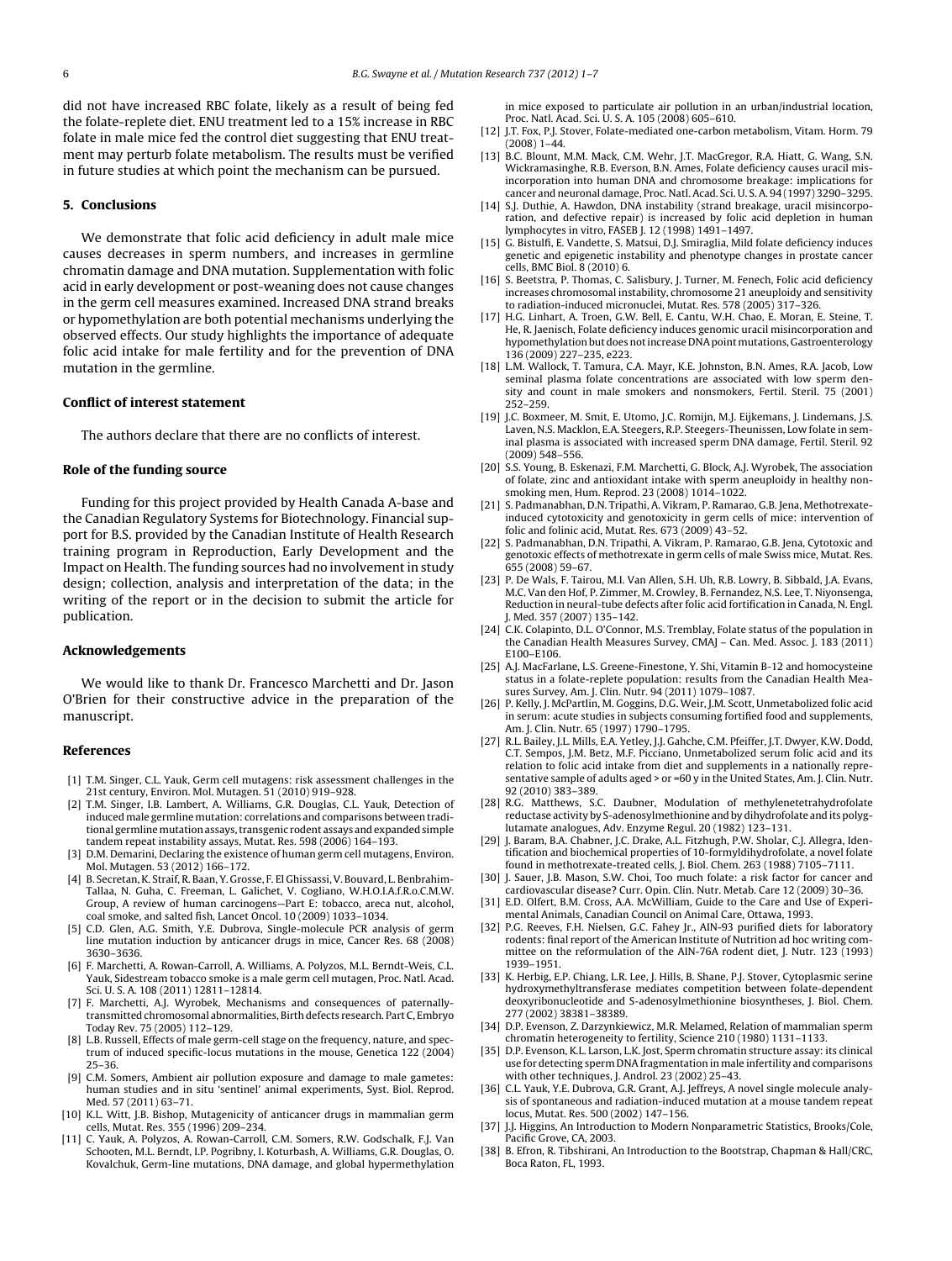did not have increased RBC folate, likely as a result of being fed the folate-replete diet. ENU treatment led to a 15% increase in RBC folate in male mice fed the control diet suggesting that ENU treatment may perturb folate metabolism. The results must be verified in future studies at which point the mechanism can be pursued.

## 5. Conclusions

We demonstrate that folic acid deficiency in adult male mice causes decreases in sperm numbers, and increases in germline chromatin damage and DNA mutation. Supplementation with folic acid in early development or post-weaning does not cause changes in the germ cell measures examined. Increased DNA strand breaks or hypomethylation are both potential mechanisms underlying the observed effects. Our study highlights the importance of adequate folic acid intake for male fertility and for the prevention of DNA mutation in the germline.

## Conflict of interest statement

The authors declare that there are no conflicts of interest.

## Role of the funding source

Funding for this project provided by Health Canada A-base and the Canadian Regulatory Systems for Biotechnology. Financial support for B.S. provided by the Canadian Institute of Health Research training program in Reproduction, Early Development and the Impact on Health. The funding sources had no involvement in study design; collection, analysis and interpretation of the data; in the writing of the report or in the decision to submit the article for publication.

## Acknowledgements

We would like to thank Dr. Francesco Marchetti and Dr. Jason O'Brien for their constructive advice in the preparation of the manuscript.

## References

[1] T.M. Singer, C.L. Yauk, Germ cell mutagens: risk assessment challenges in the 21st century, Environ. Mol. Mutagen. 51 (2010) 919–928.

[2] T.M. Singer, I.B. Lambert, A. Williams, G.R. Douglas, C.L. Yauk, Detection of induced male germline mutation: correlations and comparisons between traditional germline mutation assays, transgenic rodent assays and expanded simple tandem repeat instability assays, Mutat. Res. 598 (2006) 164–193.

[3] D.M. Demarini, Declaring the existence of human germ cell mutagens, Environ. Mol. Mutagen. 53 (2012) 166–172.

[4] B. Secretan, K. Straif, R. Baan, Y. Grosse, F. El Ghissassi, V. Bouvard, L. Benbrahim-Tallaa, N. Guha, C. Freeman, L. Galichet, V. Cogliano, W.H.O.I.A.f.R.o.C.M.W. Group, A review of human carcinogens—Part E: tobacco, areca nut, alcohol, coal smoke, and salted fish, Lancet Oncol. 10 (2009) 1033–1034.

[5] C.D. Glen, A.G. Smith, Y.E. Dubrova, Single-molecule PCR analysis of germ line mutation induction by anticancer drugs in mice, Cancer Res. 68 (2008) 3630–3636.

[6] F. Marchetti, A. Rowan-Carroll, A. Williams, A. Polyzos, M.L. Berndt-Weis, C.L. Yauk, Sidestream tobacco smoke is a male germ cell mutagen, Proc. Natl. Acad. Sci. U. S. A. 108 (2011) 12811–12814.

[7] F. Marchetti, A.J. Wyrobek, Mechanisms and consequences of paternally-transmitted chromosomal abnormalities, Birth defects research. Part C, Embryo Today Rev. 75 (2005) 112–129.

[8] L.B. Russell, Effects of male germ-cell stage on the frequency, nature, and spectrum of induced specific-locus mutations in the mouse, Genetica 122 (2004) 25–36.

[9] C.M. Somers, Ambient air pollution exposure and damage to male gametes: human studies and in situ 'sentinel' animal experiments, Syst. Biol. Reprod. Med. 57 (2011) 63–71.

[10] K.L. Witt, J.B. Bishop, Mutagenicity of anticancer drugs in mammalian germ cells, Mutat. Res. 355 (1996) 209–234.

[11] C. Yauk, A. Polyzos, A. Rowan-Carroll, C.M. Somers, R.W. Godschalk, F.J. Van Schooten, M.L. Berndt, I.P. Pogribny, I. Koturbash, A. Williams, G.R. Douglas, O. Kovalchuk, Germ-line mutations, DNA damage, and global hypermethylation in mice exposed to particulate air pollution in an urban/industrial location, Proc. Natl. Acad. Sci. U. S. A. 105 (2008) 605–610.

[12] J.T. Fox, P.J. Stover, Folate-mediated one-carbon metabolism, Vitam. Horm. 79 (2008) 1–44.

[13] B.C. Blount, M.M. Mack, C.M. Wehr, J.T. MacGregor, R.A. Hiatt, G. Wang, S.N. Wickramasinghe, R.B. Everson, B.N. Ames, Folate deficiency causes uracil misincorporation into human DNA and chromosome breakage: implications for cancer and neuronal damage, Proc. Natl. Acad. Sci. U. S. A. 94 (1997) 3290–3295.

[14] S.J. Duthie, A. Hawdon, DNA instability (strand breakage, uracil misincorporation, and defective repair) is increased by folic acid depletion in human lymphocytes in vitro, FASEB J. 12 (1998) 1491–1497.

[15] G. Bistulfi, E. Vandette, S. Matsui, D.J. Smiraglia, Mild folate deficiency induces genetic and epigenetic instability and phenotype changes in prostate cancer cells, BMC Biol. 8 (2010) 6.

[16] S. Beetstra, P. Thomas, C. Salisbury, J. Turner, M. Fenech, Folic acid deficiency increases chromosomal instability, chromosome 21 aneuploidy and sensitivity to radiation-induced micronuclei, Mutat. Res. 578 (2005) 317–326.

[17] H.G. Linhart, A. Troen, G.W. Bell, E. Cantu, W.H. Chao, E. Moran, E. Steine, T. He, R. Jaenisch, Folate deficiency induces genomic uracil misincorporation and hypomethylation but does not increase DNA point mutations, Gastroenterology 136 (2009) 227–235, e223.

[18] L.M. Wallock, T. Tamura, C.A. Mayr, K.E. Johnston, B.N. Ames, R.A. Jacob, Low seminal plasma folate concentrations are associated with low sperm density and count in male smokers and nonsmokers, Fertil. Steril. 75 (2001) 252–259.

[19] J.C. Boxmeer, M. Smit, E. Utomo, J.C. Romijn, M.J. Eijkemans, J. Lindemans, J.S. Laven, N.S. Macklon, E.A. Steegers, R.P. Steegers-Theunissen, Low folate in seminal plasma is associated with increased sperm DNA damage, Fertil. Steril. 92 (2009) 548–556.

[20] S.S. Young, B. Eskenazi, F.M. Marchetti, G. Block, A.J. Wyrobek, The association of folate, zinc and antioxidant intake with sperm aneuploidy in healthy non-smoking men, Hum. Reprod. 23 (2008) 1014–1022.

[21] S. Padmanabhan, D.N. Tripathi, A. Vikram, P. Ramarao, G.B. Jena, Methotrexate-induced cytotoxicity and genotoxicity in germ cells of mice: intervention of folic and folinic acid, Mutat. Res. 673 (2009) 43–52.

[22] S. Padmanabhan, D.N. Tripathi, A. Vikram, P. Ramarao, G.B. Jena, Cytotoxic and genotoxic effects of methotrexate in germ cells of male Swiss mice, Mutat. Res. 655 (2008) 59–67.

[23] P. De Wals, F. Tairou, M.I. Van Allen, S.H. Uh, R.B. Lowry, B. Sibbald, J.A. Evans, M.C. Van den Hof, P. Zimmer, M. Crowley, B. Fernandez, N.S. Lee, T. Niyonsenga, Reduction in neural-tube defects after folic acid fortification in Canada, N. Engl. J. Med. 357 (2007) 135–142.

[24] C.K. Colapinto, D.L. O'Connor, M.S. Tremblay, Folate status of the population in the Canadian Health Measures Survey, CMAJ – Can. Med. Assoc. J. 183 (2011) E100–E106.

[25] A.J. MacFarlane, L.S. Greene-Finestone, Y. Shi, Vitamin B-12 and homocysteine status in a folate-replete population: results from the Canadian Health Measures Survey, Am. J. Clin. Nutr. 94 (2011) 1079–1087.

[26] P. Kelly, J. McPartlin, M. Goggins, D.G. Weir, J.M. Scott, Unmetabolized folic acid in serum: acute studies in subjects consuming fortified food and supplements, Am. J. Clin. Nutr. 65 (1997) 1790–1795.

[27] R.L. Bailey, J.L. Mills, E.A. Yetley, J.J. Gahche, C.M. Pfeiffer, J.T. Dwyer, K.W. Dodd, C.T. Sempos, J.M. Betz, M.F. Picciano, Unmetabolized serum folic acid and its relation to folic acid intake from diet and supplements in a nationally representative sample of adults aged > or =60 y in the United States, Am. J. Clin. Nutr. 92 (2010) 383–389.

[28] R.G. Matthews, S.C. Daubner, Modulation of methylenetetrahydrofolate reductase activity by S-adenosylmethionine and by dihydrofolate and its polyglutamate analogues, Adv. Enzyme Regul. 20 (1982) 123–131.

[29] J. Baram, B.A. Chabner, J.C. Drake, A.L. Fitzhugh, P.W. Sholar, C.J. Allegra, Identification and biochemical properties of 10-formyldihydrofolate, a novel folate found in methotrexate-treated cells, J. Biol. Chem. 263 (1988) 7105–7111.

[30] J. Sauer, J.B. Mason, S.W. Choi, Too much folate: a risk factor for cancer and cardiovascular disease? Curr. Opin. Clin. Nutr. Metab. Care 12 (2009) 30–36.

[31] E.D. Olfert, B.M. Cross, A.A. McWilliam, Guide to the Care and Use of Experimental Animals, Canadian Council on Animal Care, Ottawa, 1993.

[32] P.G. Reeves, F.H. Nielsen, G.C. Fahey Jr., AIN-93 purified diets for laboratory rodents: final report of the American Institute of Nutrition ad hoc writing committee on the reformulation of the AIN-76A rodent diet, J. Nutr. 123 (1993) 1939–1951.

[33] K. Herbig, E.P. Chiang, L.R. Lee, J. Hills, B. Shane, P.J. Stover, Cytoplasmic serine hydroxymethyltransferase mediates competition between folate-dependent deoxyribonucleotide and S-adenosylmethionine biosyntheses, J. Biol. Chem. 277 (2002) 38381–38389.

[34] D.P. Evenson, Z. Darzynkiewicz, M.R. Melamed, Relation of mammalian sperm chromatin heterogeneity to fertility, Science 210 (1980) 1131–1133.

[35] D.P. Evenson, K.L. Larson, L.K. Jost, Sperm chromatin structure assay: its clinical use for detecting sperm DNA fragmentation in male infertility and comparisons with other techniques, J. Androl. 23 (2002) 25–43.

[36] C.L. Yauk, Y.E. Dubrova, G.R. Grant, A.J. Jeffreys, A novel single molecule analysis of spontaneous and radiation-induced mutation at a mouse tandem repeat locus, Mutat. Res. 500 (2002) 147–156.

[37] J.J. Higgins, An Introduction to Modern Nonparametric Statistics, Brooks/Cole, Pacific Grove, CA, 2003.

[38] B. Efron, R. Tibshirani, An Introduction to the Bootstrap, Chapman & Hall/CRC, Boca Raton, FL, 1993.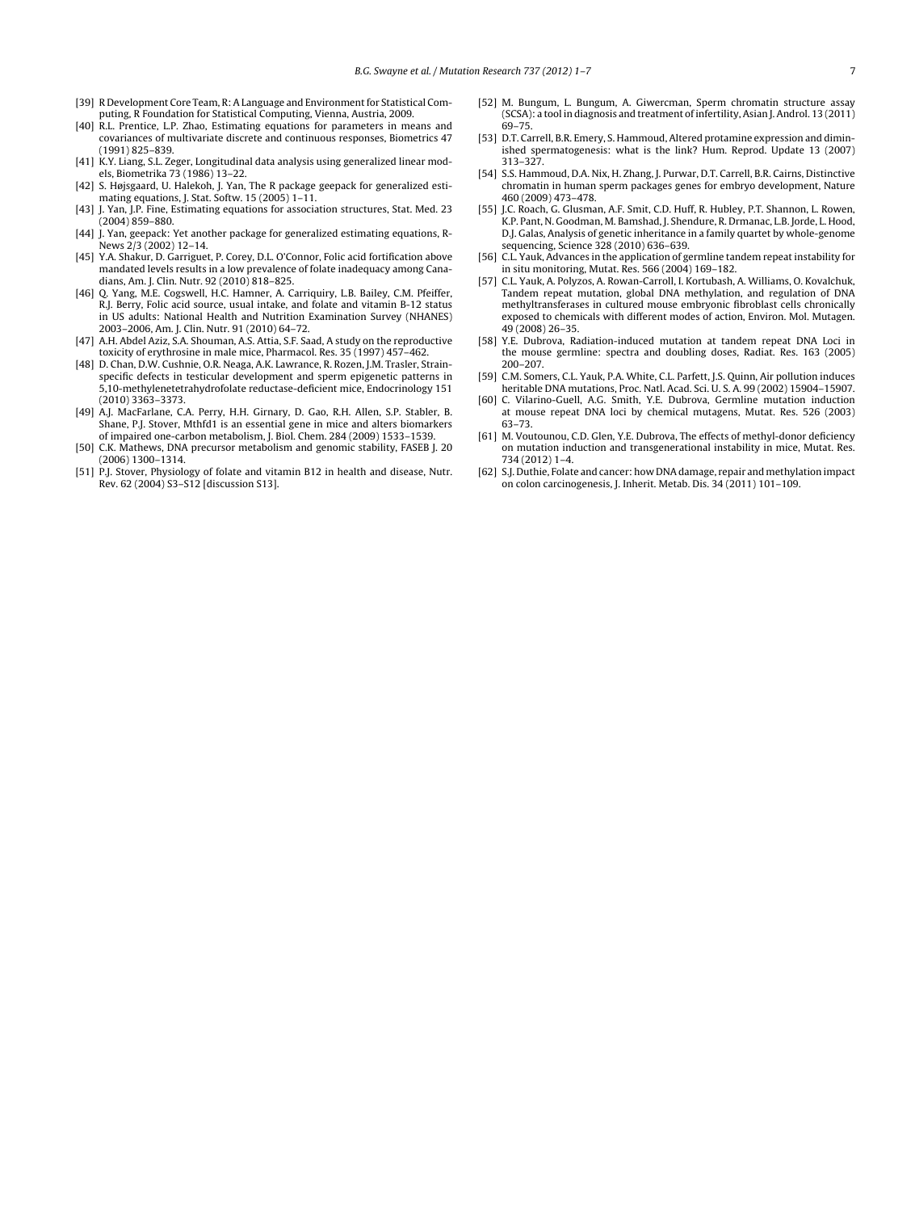[39] R Development Core Team, R: A Language and Environment for Statistical Computing, R Foundation for Statistical Computing, Vienna, Austria, 2009.

[40] R.L. Prentice, L.P. Zhao, Estimating equations for parameters in means and covariances of multivariate discrete and continuous responses, Biometrics 47 (1991) 825–839.

[41] K.Y. Liang, S.L. Zeger, Longitudinal data analysis using generalized linear models, Biometrika 73 (1986) 13–22.

[42] S. Højsgaard, U. Halekoh, J. Yan, The R package geepack for generalized estimating equations, J. Stat. Softw. 15 (2005) 1–11.

[43] J. Yan, J.P. Fine, Estimating equations for association structures, Stat. Med. 23 (2004) 859–880.

[44] J. Yan, geepack: Yet another package for generalized estimating equations, R-News 2/3 (2002) 12–14.

[45] Y.A. Shakur, D. Garriguet, P. Corey, D.L. O'Connor, Folic acid fortification above mandated levels results in a low prevalence of folate inadequacy among Canadians, Am. J. Clin. Nutr. 92 (2010) 818–825.

[46] Q. Yang, M.E. Cogswell, H.C. Hamner, A. Carriquiry, L.B. Bailey, C.M. Pfeiffer, R.J. Berry, Folic acid source, usual intake, and folate and vitamin B-12 status in US adults: National Health and Nutrition Examination Survey (NHANES) 2003–2006, Am. J. Clin. Nutr. 91 (2010) 64–72.

[47] A.H. Abdel Aziz, S.A. Shouman, A.S. Attia, S.F. Saad, A study on the reproductive toxicity of erythrosine in male mice, Pharmacol. Res. 35 (1997) 457–462.

[48] D. Chan, D.W. Cushnie, O.R. Neaga, A.K. Lawrance, R. Rozen, J.M. Trasler, Strain-specific defects in testicular development and sperm epigenetic patterns in 5,10-methylenetetrahydrofolate reductase-deficient mice, Endocrinology 151 (2010) 3363–3373.

[49] A.J. MacFarlane, C.A. Perry, H.H. Girnary, D. Gao, R.H. Allen, S.P. Stabler, B. Shane, P.J. Stover, Mthfd1 is an essential gene in mice and alters biomarkers of impaired one-carbon metabolism, J. Biol. Chem. 284 (2009) 1533–1539.

[50] C.K. Mathews, DNA precursor metabolism and genomic stability, FASEB J. 20 (2006) 1300–1314.

[51] P.J. Stover, Physiology of folate and vitamin B12 in health and disease, Nutr. Rev. 62 (2004) S3–S12 [discussion S13].

[52] M. Bungum, L. Bungum, A. Giwercman, Sperm chromatin structure assay (SCSA): a tool in diagnosis and treatment of infertility, Asian J. Androl. 13 (2011) 69–75.

[53] D.T. Carrell, B.R. Emery, S. Hammoud, Altered protamine expression and diminished spermatogenesis: what is the link? Hum. Reprod. Update 13 (2007) 313–327.

[54] S.S. Hammoud, D.A. Nix, H. Zhang, J. Purwar, D.T. Carrell, B.R. Cairns, Distinctive chromatin in human sperm packages genes for embryo development, Nature 460 (2009) 473–478.

[55] J.C. Roach, G. Glusman, A.F. Smit, C.D. Huff, R. Hubley, P.T. Shannon, L. Rowen, K.P. Pant, N. Goodman, M. Bamshad, J. Shendure, R. Drmanac, L.B. Jorde, L. Hood, D.J. Galas, Analysis of genetic inheritance in a family quartet by whole-genome sequencing, Science 328 (2010) 636–639.

[56] C.L. Yauk, Advances in the application of germline tandem repeat instability for in situ monitoring, Mutat. Res. 566 (2004) 169–182.

[57] C.L. Yauk, A. Polyzos, A. Rowan-Carroll, I. Kortubash, A. Williams, O. Kovalchuk, Tandem repeat mutation, global DNA methylation, and regulation of DNA methyltransferases in cultured mouse embryonic fibroblast cells chronically exposed to chemicals with different modes of action, Environ. Mol. Mutagen. 49 (2008) 26–35.

[58] Y.E. Dubrova, Radiation-induced mutation at tandem repeat DNA Loci in the mouse germline: spectra and doubling doses, Radiat. Res. 163 (2005) 200–207.

[59] C.M. Somers, C.L. Yauk, P.A. White, C.L. Parfett, J.S. Quinn, Air pollution induces heritable DNA mutations, Proc. Natl. Acad. Sci. U. S. A. 99 (2002) 15904–15907.

[60] C. Vilarino-Guell, A.G. Smith, Y.E. Dubrova, Germline mutation induction at mouse repeat DNA loci by chemical mutagens, Mutat. Res. 526 (2003) 63–73.

[61] M. Voutounou, C.D. Glen, Y.E. Dubrova, The effects of methyl-donor deficiency on mutation induction and transgenerational instability in mice, Mutat. Res. 734 (2012) 1–4.

[62] S.J. Duthie, Folate and cancer: how DNA damage, repair and methylation impact on colon carcinogenesis, J. Inherit. Metab. Dis. 34 (2011) 101–109.